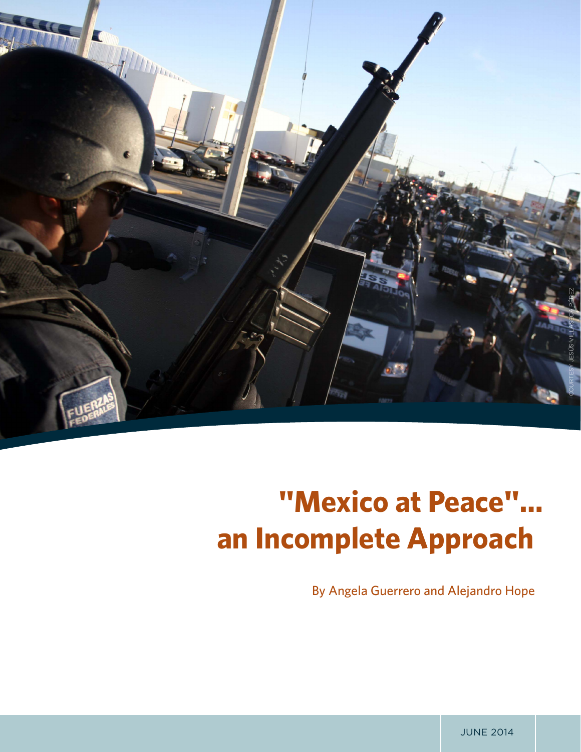# "Mexico at Peace"... an Incomplete Approach

By Angela Guerrero and Alejandro Hope

COURTESY JESÚS VILLASECA PÉREZ

JUNE 2014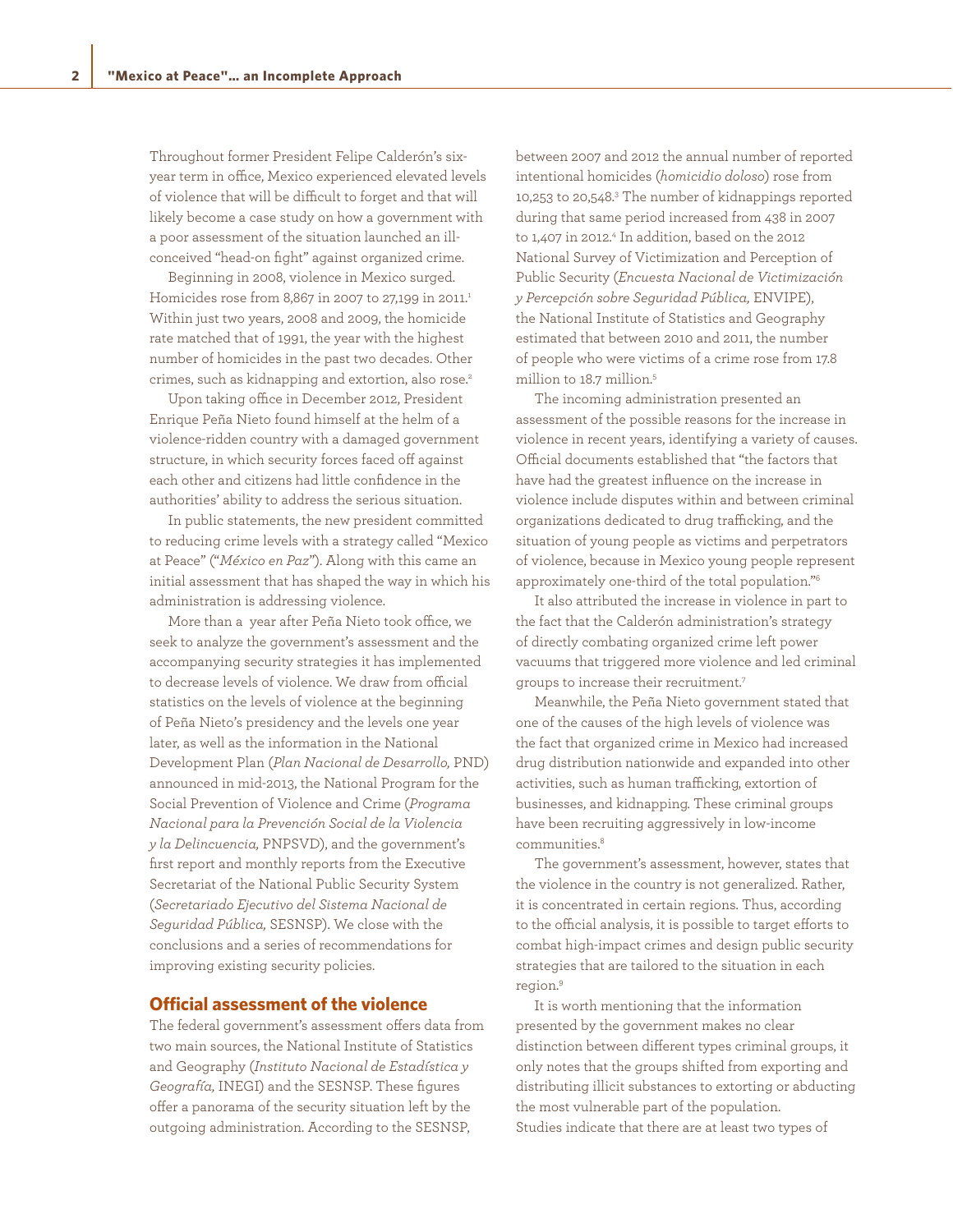Throughout former President Felipe Calderón's six-year term in office, Mexico experienced elevated levels of violence that will be difficult to forget and that will likely become a case study on how a government with a poor assessment of the situation launched an ill-conceived "head-on fight" against organized crime.

Beginning in 2008, violence in Mexico surged. Homicides rose from 8,867 in 2007 to 27,199 in 2011.[1] Within just two years, 2008 and 2009, the homicide rate matched that of 1991, the year with the highest number of homicides in the past two decades. Other crimes, such as kidnapping and extortion, also rose.[2]

Upon taking office in December 2012, President Enrique Peña Nieto found himself at the helm of a violence-ridden country with a damaged government structure, in which security forces faced off against each other and citizens had little confidence in the authorities' ability to address the serious situation.

In public statements, the new president committed to reducing crime levels with a strategy called "Mexico at Peace" ("*México en Paz*"). Along with this came an initial assessment that has shaped the way in which his administration is addressing violence.

More than a year after Peña Nieto took office, we seek to analyze the government's assessment and the accompanying security strategies it has implemented to decrease levels of violence. We draw from official statistics on the levels of violence at the beginning of Peña Nieto's presidency and the levels one year later, as well as the information in the National Development Plan (*Plan Nacional de Desarrollo,* PND) announced in mid-2013, the National Program for the Social Prevention of Violence and Crime (*Programa Nacional para la Prevención Social de la Violencia y la Delincuencia,* PNPSVD), and the government's first report and monthly reports from the Executive Secretariat of the National Public Security System (*Secretariado Ejecutivo del Sistema Nacional de Seguridad Pública,* SESNSP). We close with the conclusions and a series of recommendations for improving existing security policies.

## Official assessment of the violence

The federal government's assessment offers data from two main sources, the National Institute of Statistics and Geography (*Instituto Nacional de Estadística y Geografía,* INEGI) and the SESNSP. These figures offer a panorama of the security situation left by the outgoing administration. According to the SESNSP, between 2007 and 2012 the annual number of reported intentional homicides (*homicidio doloso*) rose from 10,253 to 20,548.[3] The number of kidnappings reported during that same period increased from 438 in 2007 to 1,407 in 2012.[4] In addition, based on the 2012 National Survey of Victimization and Perception of Public Security (*Encuesta Nacional de Victimización y Percepción sobre Seguridad Pública,* ENVIPE), the National Institute of Statistics and Geography estimated that between 2010 and 2011, the number of people who were victims of a crime rose from 17.8 million to 18.7 million.[5]

The incoming administration presented an assessment of the possible reasons for the increase in violence in recent years, identifying a variety of causes. Official documents established that "the factors that have had the greatest influence on the increase in violence include disputes within and between criminal organizations dedicated to drug trafficking, and the situation of young people as victims and perpetrators of violence, because in Mexico young people represent approximately one-third of the total population."[6]

It also attributed the increase in violence in part to the fact that the Calderón administration's strategy of directly combating organized crime left power vacuums that triggered more violence and led criminal groups to increase their recruitment.[7]

Meanwhile, the Peña Nieto government stated that one of the causes of the high levels of violence was the fact that organized crime in Mexico had increased drug distribution nationwide and expanded into other activities, such as human trafficking, extortion of businesses, and kidnapping. These criminal groups have been recruiting aggressively in low-income communities.[8]

The government's assessment, however, states that the violence in the country is not generalized. Rather, it is concentrated in certain regions. Thus, according to the official analysis, it is possible to target efforts to combat high-impact crimes and design public security strategies that are tailored to the situation in each region.[9]

It is worth mentioning that the information presented by the government makes no clear distinction between different types criminal groups, it only notes that the groups shifted from exporting and distributing illicit substances to extorting or abducting the most vulnerable part of the population.
Studies indicate that there are at least two types of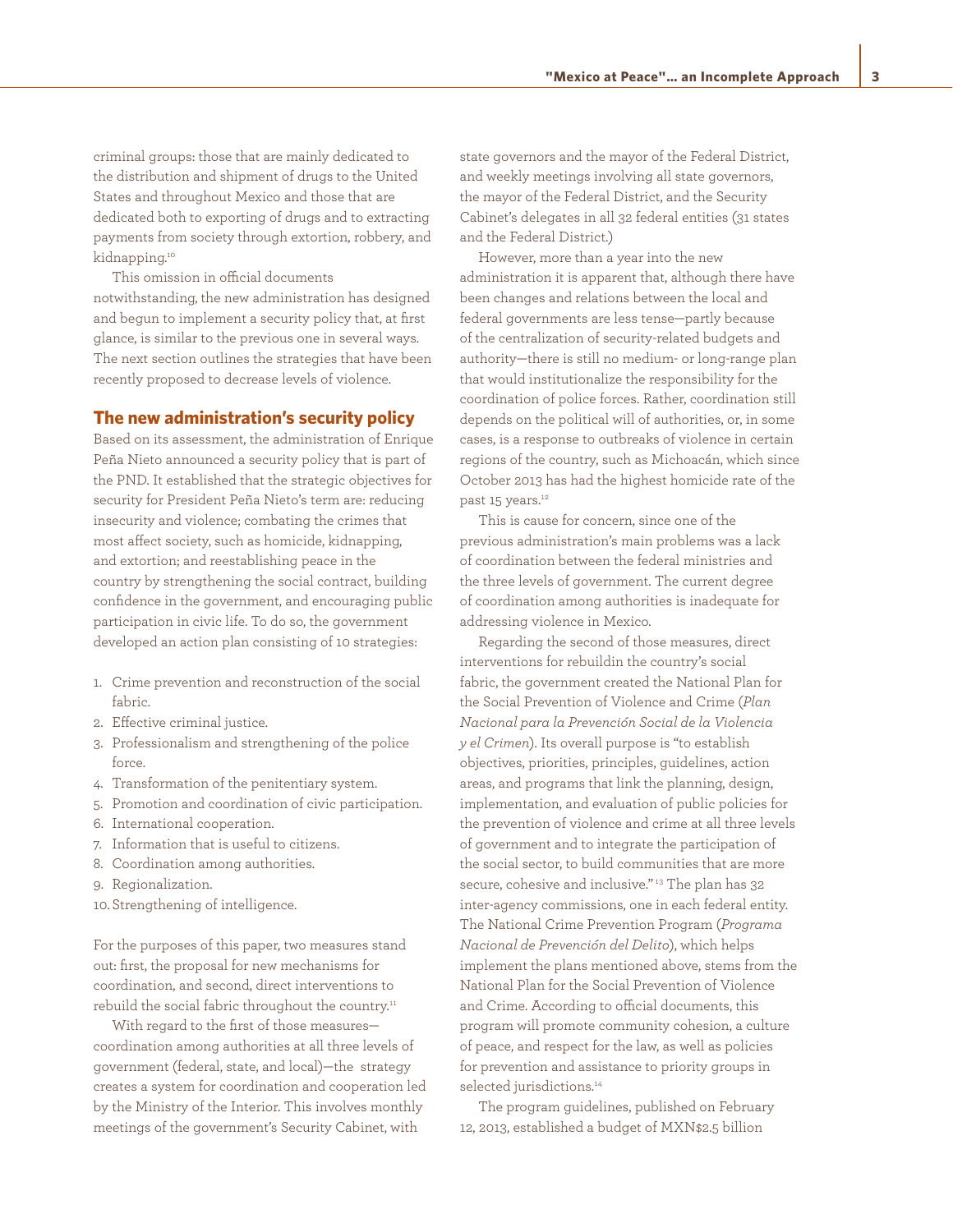criminal groups: those that are mainly dedicated to the distribution and shipment of drugs to the United States and throughout Mexico and those that are dedicated both to exporting of drugs and to extracting payments from society through extortion, robbery, and kidnapping.[10]

This omission in official documents notwithstanding, the new administration has designed and begun to implement a security policy that, at first glance, is similar to the previous one in several ways. The next section outlines the strategies that have been recently proposed to decrease levels of violence.

## The new administration's security policy

Based on its assessment, the administration of Enrique Peña Nieto announced a security policy that is part of the PND. It established that the strategic objectives for security for President Peña Nieto's term are: reducing insecurity and violence; combating the crimes that most affect society, such as homicide, kidnapping, and extortion; and reestablishing peace in the country by strengthening the social contract, building confidence in the government, and encouraging public participation in civic life. To do so, the government developed an action plan consisting of 10 strategies:

1. Crime prevention and reconstruction of the social fabric.
2. Effective criminal justice.
3. Professionalism and strengthening of the police force.
4. Transformation of the penitentiary system.
5. Promotion and coordination of civic participation.
6. International cooperation.
7. Information that is useful to citizens.
8. Coordination among authorities.
9. Regionalization.
10. Strengthening of intelligence.

For the purposes of this paper, two measures stand out: first, the proposal for new mechanisms for coordination, and second, direct interventions to rebuild the social fabric throughout the country.[11]

With regard to the first of those measures—coordination among authorities at all three levels of government (federal, state, and local)—the strategy creates a system for coordination and cooperation led by the Ministry of the Interior. This involves monthly meetings of the government's Security Cabinet, with state governors and the mayor of the Federal District, and weekly meetings involving all state governors, the mayor of the Federal District, and the Security Cabinet's delegates in all 32 federal entities (31 states and the Federal District.)

However, more than a year into the new administration it is apparent that, although there have been changes and relations between the local and federal governments are less tense—partly because of the centralization of security-related budgets and authority—there is still no medium- or long-range plan that would institutionalize the responsibility for the coordination of police forces. Rather, coordination still depends on the political will of authorities, or, in some cases, is a response to outbreaks of violence in certain regions of the country, such as Michoacán, which since October 2013 has had the highest homicide rate of the past 15 years.[12]

This is cause for concern, since one of the previous administration's main problems was a lack of coordination between the federal ministries and the three levels of government. The current degree of coordination among authorities is inadequate for addressing violence in Mexico.

Regarding the second of those measures, direct interventions for rebuildin the country's social fabric, the government created the National Plan for the Social Prevention of Violence and Crime (*Plan Nacional para la Prevención Social de la Violencia y el Crimen*). Its overall purpose is "to establish objectives, priorities, principles, guidelines, action areas, and programs that link the planning, design, implementation, and evaluation of public policies for the prevention of violence and crime at all three levels of government and to integrate the participation of the social sector, to build communities that are more secure, cohesive and inclusive."[13] The plan has 32 inter-agency commissions, one in each federal entity. The National Crime Prevention Program (*Programa Nacional de Prevención del Delito*), which helps implement the plans mentioned above, stems from the National Plan for the Social Prevention of Violence and Crime. According to official documents, this program will promote community cohesion, a culture of peace, and respect for the law, as well as policies for prevention and assistance to priority groups in selected jurisdictions.[14]

The program guidelines, published on February 12, 2013, established a budget of MXN$2.5 billion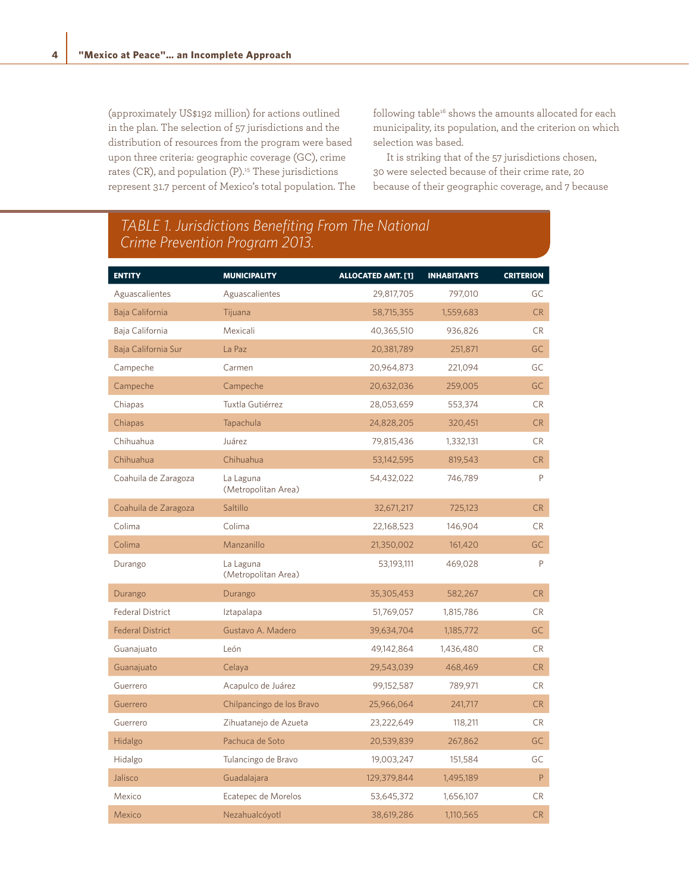(approximately US$192 million) for actions outlined in the plan. The selection of 57 jurisdictions and the distribution of resources from the program were based upon three criteria: geographic coverage (GC), crime rates (CR), and population (P).[15] These jurisdictions represent 31.7 percent of Mexico's total population. The following table[16] shows the amounts allocated for each municipality, its population, and the criterion on which selection was based.

It is striking that of the 57 jurisdictions chosen, 30 were selected because of their crime rate, 20 because of their geographic coverage, and 7 because

## TABLE 1. Jurisdictions Benefiting From The National Crime Prevention Program 2013.

| ENTITY | MUNICIPALITY | ALLOCATED AMT. [1] | INHABITANTS | CRITERION |
|---|---|---|---|---|
| Aguascalientes | Aguascalientes | 29,817,705 | 797,010 | GC |
| Baja California | Tijuana | 58,715,355 | 1,559,683 | CR |
| Baja California | Mexicali | 40,365,510 | 936,826 | CR |
| Baja California Sur | La Paz | 20,381,789 | 251,871 | GC |
| Campeche | Carmen | 20,964,873 | 221,094 | GC |
| Campeche | Campeche | 20,632,036 | 259,005 | GC |
| Chiapas | Tuxtla Gutiérrez | 28,053,659 | 553,374 | CR |
| Chiapas | Tapachula | 24,828,205 | 320,451 | CR |
| Chihuahua | Juárez | 79,815,436 | 1,332,131 | CR |
| Chihuahua | Chihuahua | 53,142,595 | 819,543 | CR |
| Coahuila de Zaragoza | La Laguna (Metropolitan Area) | 54,432,022 | 746,789 | P |
| Coahuila de Zaragoza | Saltillo | 32,671,217 | 725,123 | CR |
| Colima | Colima | 22,168,523 | 146,904 | CR |
| Colima | Manzanillo | 21,350,002 | 161,420 | GC |
| Durango | La Laguna (Metropolitan Area) | 53,193,111 | 469,028 | P |
| Durango | Durango | 35,305,453 | 582,267 | CR |
| Federal District | Iztapalapa | 51,769,057 | 1,815,786 | CR |
| Federal District | Gustavo A. Madero | 39,634,704 | 1,185,772 | GC |
| Guanajuato | León | 49,142,864 | 1,436,480 | CR |
| Guanajuato | Celaya | 29,543,039 | 468,469 | CR |
| Guerrero | Acapulco de Juárez | 99,152,587 | 789,971 | CR |
| Guerrero | Chilpancingo de los Bravo | 25,966,064 | 241,717 | CR |
| Guerrero | Zihuatanejo de Azueta | 23,222,649 | 118,211 | CR |
| Hidalgo | Pachuca de Soto | 20,539,839 | 267,862 | GC |
| Hidalgo | Tulancingo de Bravo | 19,003,247 | 151,584 | GC |
| Jalisco | Guadalajara | 129,379,844 | 1,495,189 | P |
| Mexico | Ecatepec de Morelos | 53,645,372 | 1,656,107 | CR |
| Mexico | Nezahualcóyotl | 38,619,286 | 1,110,565 | CR |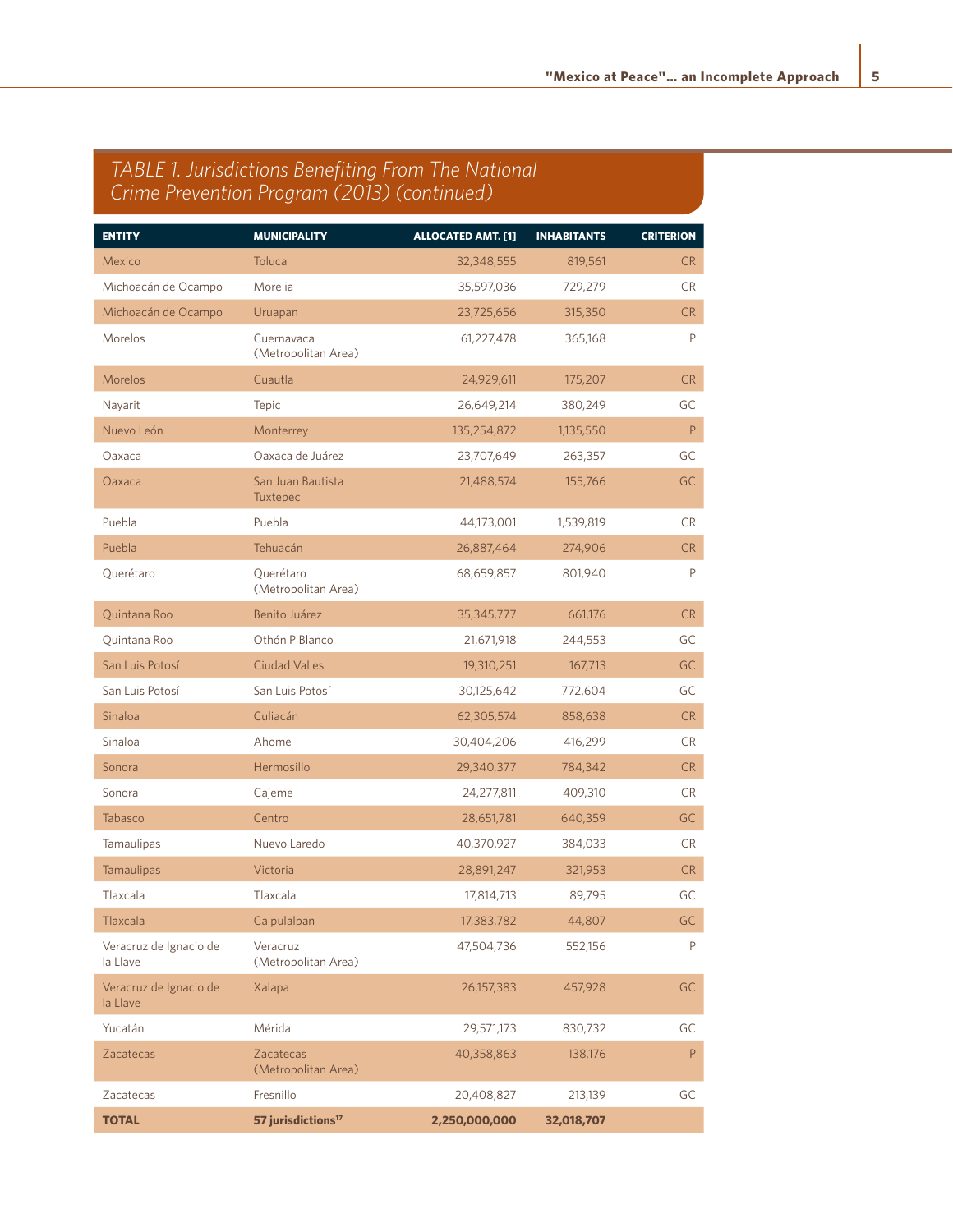## *TABLE 1. Jurisdictions Benefiting From The National Crime Prevention Program (2013) (continued)*

| ENTITY | MUNICIPALITY | ALLOCATED AMT. [1] | INHABITANTS | CRITERION |
|---|---|---|---|---|
| Mexico | Toluca | 32,348,555 | 819,561 | CR |
| Michoacán de Ocampo | Morelia | 35,597,036 | 729,279 | CR |
| Michoacán de Ocampo | Uruapan | 23,725,656 | 315,350 | CR |
| Morelos | Cuernavaca (Metropolitan Area) | 61,227,478 | 365,168 | P |
| Morelos | Cuautla | 24,929,611 | 175,207 | CR |
| Nayarit | Tepic | 26,649,214 | 380,249 | GC |
| Nuevo León | Monterrey | 135,254,872 | 1,135,550 | P |
| Oaxaca | Oaxaca de Juárez | 23,707,649 | 263,357 | GC |
| Oaxaca | San Juan Bautista Tuxtepec | 21,488,574 | 155,766 | GC |
| Puebla | Puebla | 44,173,001 | 1,539,819 | CR |
| Puebla | Tehuacán | 26,887,464 | 274,906 | CR |
| Querétaro | Querétaro (Metropolitan Area) | 68,659,857 | 801,940 | P |
| Quintana Roo | Benito Juárez | 35,345,777 | 661,176 | CR |
| Quintana Roo | Othón P Blanco | 21,671,918 | 244,553 | GC |
| San Luis Potosí | Ciudad Valles | 19,310,251 | 167,713 | GC |
| San Luis Potosí | San Luis Potosí | 30,125,642 | 772,604 | GC |
| Sinaloa | Culiacán | 62,305,574 | 858,638 | CR |
| Sinaloa | Ahome | 30,404,206 | 416,299 | CR |
| Sonora | Hermosillo | 29,340,377 | 784,342 | CR |
| Sonora | Cajeme | 24,277,811 | 409,310 | CR |
| Tabasco | Centro | 28,651,781 | 640,359 | GC |
| Tamaulipas | Nuevo Laredo | 40,370,927 | 384,033 | CR |
| Tamaulipas | Victoria | 28,891,247 | 321,953 | CR |
| Tlaxcala | Tlaxcala | 17,814,713 | 89,795 | GC |
| Tlaxcala | Calpulalpan | 17,383,782 | 44,807 | GC |
| Veracruz de Ignacio de la Llave | Veracruz (Metropolitan Area) | 47,504,736 | 552,156 | P |
| Veracruz de Ignacio de la Llave | Xalapa | 26,157,383 | 457,928 | GC |
| Yucatán | Mérida | 29,571,173 | 830,732 | GC |
| Zacatecas | Zacatecas (Metropolitan Area) | 40,358,863 | 138,176 | P |
| Zacatecas | Fresnillo | 20,408,827 | 213,139 | GC |
| **TOTAL** | **57 jurisdictions[17]** | **2,250,000,000** | **32,018,707** | |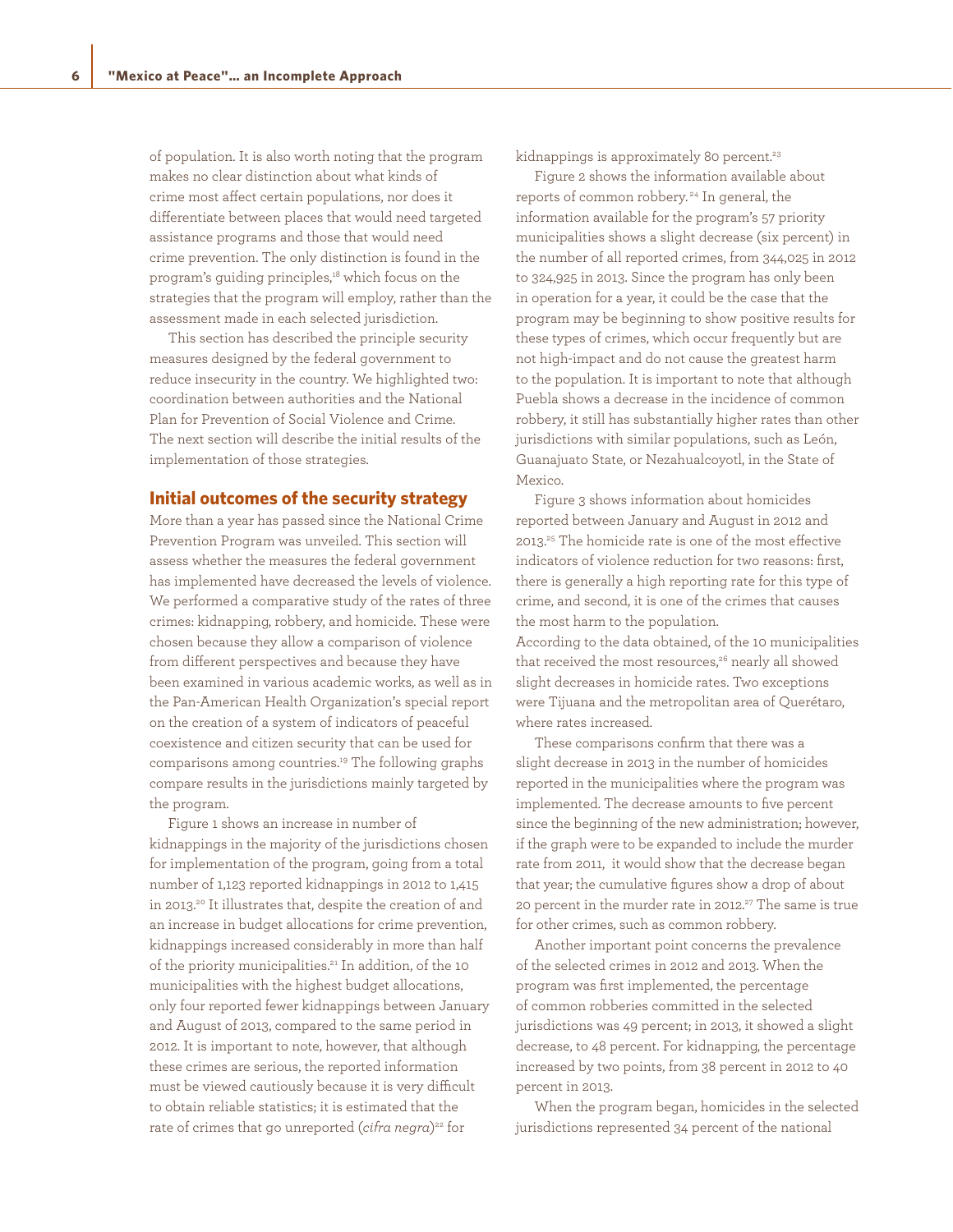of population. It is also worth noting that the program makes no clear distinction about what kinds of crime most affect certain populations, nor does it differentiate between places that would need targeted assistance programs and those that would need crime prevention. The only distinction is found in the program's guiding principles,[18] which focus on the strategies that the program will employ, rather than the assessment made in each selected jurisdiction.

This section has described the principle security measures designed by the federal government to reduce insecurity in the country. We highlighted two: coordination between authorities and the National Plan for Prevention of Social Violence and Crime. The next section will describe the initial results of the implementation of those strategies.

## Initial outcomes of the security strategy

More than a year has passed since the National Crime Prevention Program was unveiled. This section will assess whether the measures the federal government has implemented have decreased the levels of violence. We performed a comparative study of the rates of three crimes: kidnapping, robbery, and homicide. These were chosen because they allow a comparison of violence from different perspectives and because they have been examined in various academic works, as well as in the Pan-American Health Organization's special report on the creation of a system of indicators of peaceful coexistence and citizen security that can be used for comparisons among countries.[19] The following graphs compare results in the jurisdictions mainly targeted by the program.

Figure 1 shows an increase in number of kidnappings in the majority of the jurisdictions chosen for implementation of the program, going from a total number of 1,123 reported kidnappings in 2012 to 1,415 in 2013.[20] It illustrates that, despite the creation of and an increase in budget allocations for crime prevention, kidnappings increased considerably in more than half of the priority municipalities.[21] In addition, of the 10 municipalities with the highest budget allocations, only four reported fewer kidnappings between January and August of 2013, compared to the same period in 2012. It is important to note, however, that although these crimes are serious, the reported information must be viewed cautiously because it is very difficult to obtain reliable statistics; it is estimated that the rate of crimes that go unreported (*cifra negra*)[22] for kidnappings is approximately 80 percent.[23]

Figure 2 shows the information available about reports of common robbery.[24] In general, the information available for the program's 57 priority municipalities shows a slight decrease (six percent) in the number of all reported crimes, from 344,025 in 2012 to 324,925 in 2013. Since the program has only been in operation for a year, it could be the case that the program may be beginning to show positive results for these types of crimes, which occur frequently but are not high-impact and do not cause the greatest harm to the population. It is important to note that although Puebla shows a decrease in the incidence of common robbery, it still has substantially higher rates than other jurisdictions with similar populations, such as León, Guanajuato State, or Nezahualcoyotl, in the State of Mexico.

Figure 3 shows information about homicides reported between January and August in 2012 and 2013.[25] The homicide rate is one of the most effective indicators of violence reduction for two reasons: first, there is generally a high reporting rate for this type of crime, and second, it is one of the crimes that causes the most harm to the population.

According to the data obtained, of the 10 municipalities that received the most resources,[26] nearly all showed slight decreases in homicide rates. Two exceptions were Tijuana and the metropolitan area of Querétaro, where rates increased.

These comparisons confirm that there was a slight decrease in 2013 in the number of homicides reported in the municipalities where the program was implemented. The decrease amounts to five percent since the beginning of the new administration; however, if the graph were to be expanded to include the murder rate from 2011, it would show that the decrease began that year; the cumulative figures show a drop of about 20 percent in the murder rate in 2012.[27] The same is true for other crimes, such as common robbery.

Another important point concerns the prevalence of the selected crimes in 2012 and 2013. When the program was first implemented, the percentage of common robberies committed in the selected jurisdictions was 49 percent; in 2013, it showed a slight decrease, to 48 percent. For kidnapping, the percentage increased by two points, from 38 percent in 2012 to 40 percent in 2013.

When the program began, homicides in the selected jurisdictions represented 34 percent of the national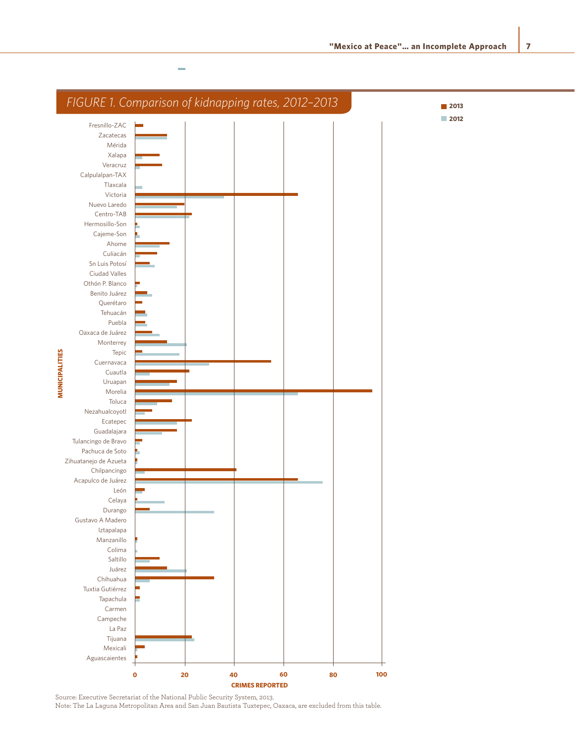## FIGURE 1. Comparison of kidnapping rates, 2012–2013

Source: Executive Secretariat of the National Public Security System, 2013.
Note: The La Laguna Metropolitan Area and San Juan Bautista Tuxtepec, Oaxaca, are excluded from this table.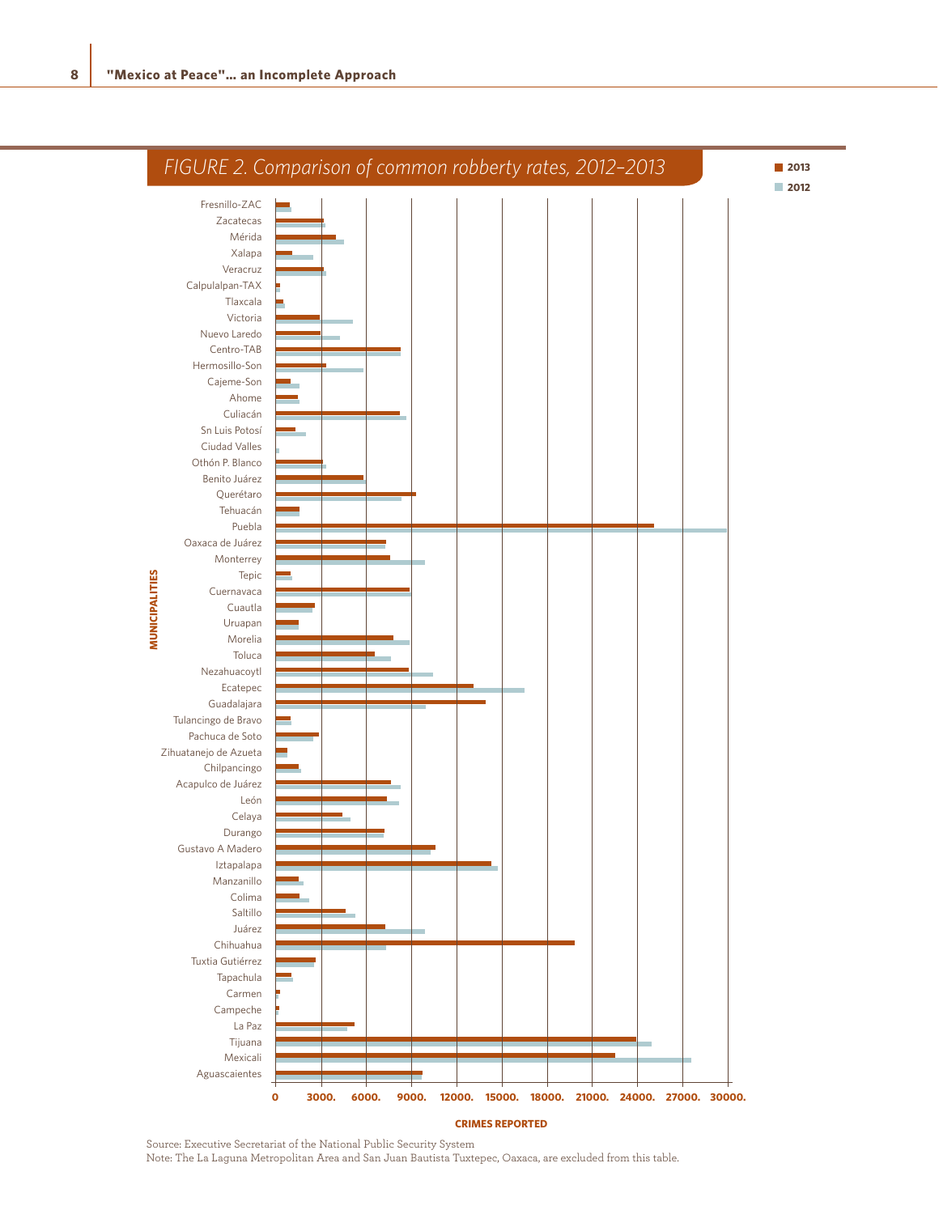## FIGURE 2. Comparison of common robbery rates, 2012–2013

■ 2013
■ 2012

MUNICIPALITIES

Fresnillo-ZAC
Zacatecas
Mérida
Xalapa
Veracruz
Calpulalpan-TAX
Tlaxcala
Victoria
Nuevo Laredo
Centro-TAB
Hermosillo-Son
Cajeme-Son
Ahome
Culiacán
Sn Luis Potosí
Ciudad Valles
Othón P. Blanco
Benito Juárez
Querétaro
Tehuacán
Puebla
Oaxaca de Juárez
Monterrey
Tepic
Cuernavaca
Cuautla
Uruapan
Morelia
Toluca
Nezahuacoytl
Ecatepec
Guadalajara
Tulancingo de Bravo
Pachuca de Soto
Zihuatanejo de Azueta
Chilpancingo
Acapulco de Juárez
León
Celaya
Durango
Gustavo A Madero
Iztapalapa
Manzanillo
Colima
Saltillo
Juárez
Chihuahua
Tuxtia Gutiérrez
Tapachula
Carmen
Campeche
La Paz
Tijuana
Mexicali
Aguascaientes

0 3000. 6000. 9000. 12000. 15000. 18000. 21000. 24000. 27000. 30000.

CRIMES REPORTED

Source: Executive Secretariat of the National Public Security System
Note: The La Laguna Metropolitan Area and San Juan Bautista Tuxtepec, Oaxaca, are excluded from this table.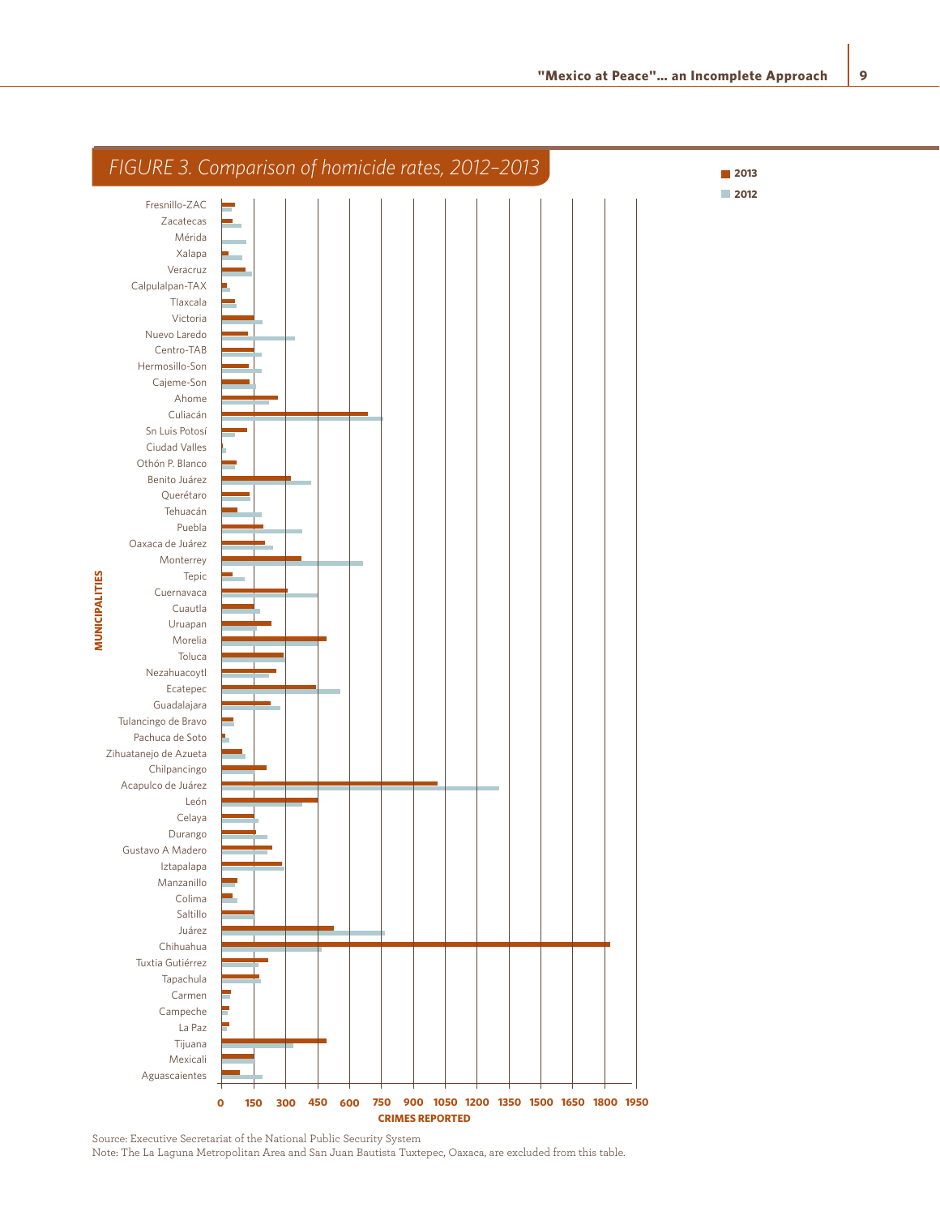## FIGURE 3. Comparison of homicide rates, 2012–2013

Legend: 2013, 2012

MUNICIPALITIES: Fresnillo-ZAC, Zacatecas, Mérida, Xalapa, Veracruz, Calpulalpan-TAX, Tlaxcala, Victoria, Nuevo Laredo, Centro-TAB, Hermosillo-Son, Cajeme-Son, Ahome, Culiacán, Sn Luis Potosí, Ciudad Valles, Othón P. Blanco, Benito Juárez, Querétaro, Tehuacán, Puebla, Oaxaca de Juárez, Monterrey, Tepic, Cuernavaca, Cuautla, Uruapan, Morelia, Toluca, Nezahuacoytl, Ecatepec, Guadalajara, Tulancingo de Bravo, Pachuca de Soto, Zihuatanejo de Azueta, Chilpancingo, Acapulco de Juárez, León, Celaya, Durango, Gustavo A Madero, Iztapalapa, Manzanillo, Colima, Saltillo, Juárez, Chihuahua, Tuxtia Gutiérrez, Tapachula, Carmen, Campeche, La Paz, Tijuana, Mexicali, Aguascaientes

CRIMES REPORTED: 0, 150, 300, 450, 600, 750, 900, 1050, 1200, 1350, 1500, 1650, 1800, 1950

Source: Executive Secretariat of the National Public Security System

Note: The La Laguna Metropolitan Area and San Juan Bautista Tuxtepec, Oaxaca, are excluded from this table.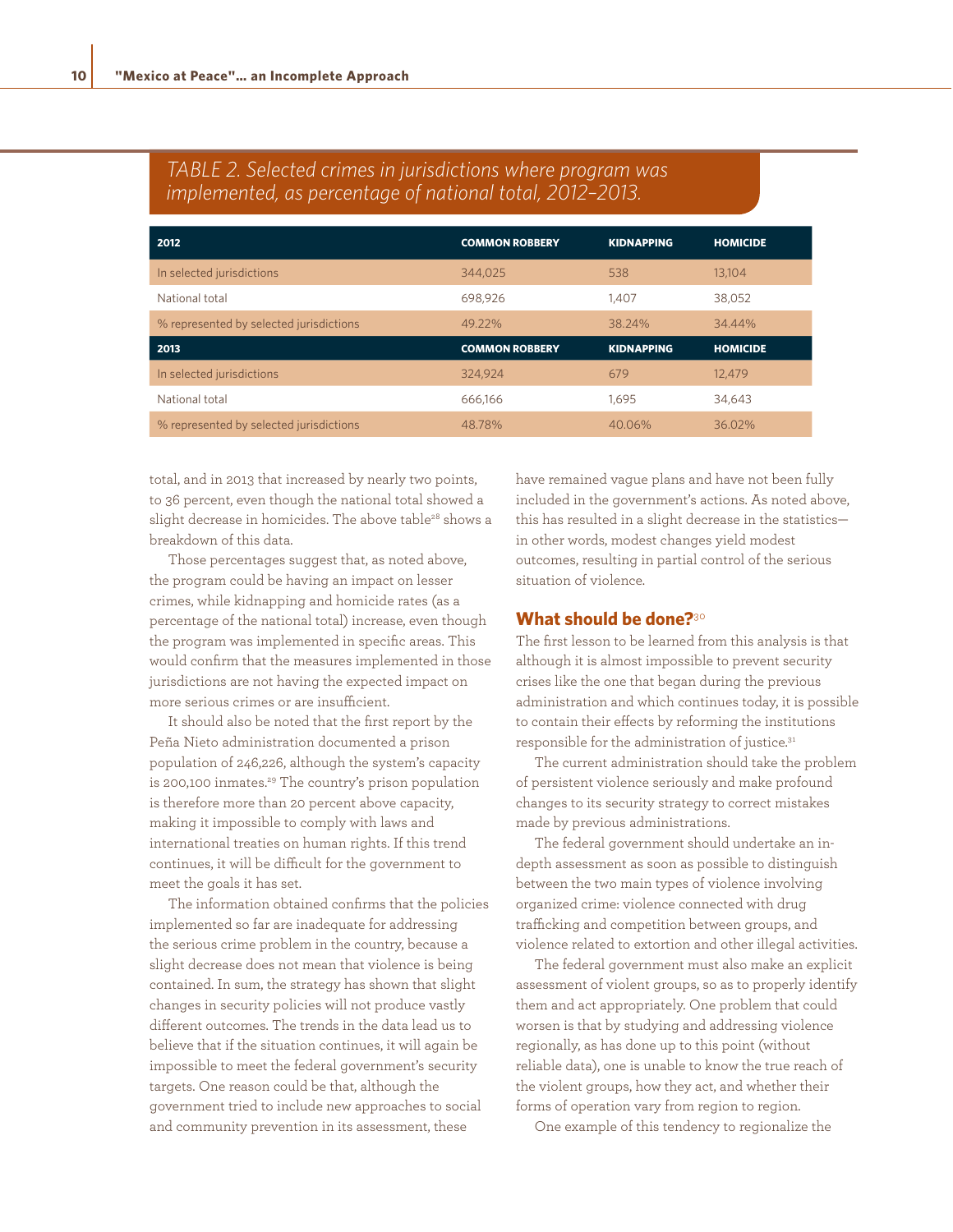*TABLE 2. Selected crimes in jurisdictions where program was implemented, as percentage of national total, 2012–2013.*

| 2012 | COMMON ROBBERY | KIDNAPPING | HOMICIDE |
|---|---|---|---|
| In selected jurisdictions | 344,025 | 538 | 13,104 |
| National total | 698,926 | 1,407 | 38,052 |
| % represented by selected jurisdictions | 49.22% | 38.24% | 34.44% |
| **2013** | **COMMON ROBBERY** | **KIDNAPPING** | **HOMICIDE** |
| In selected jurisdictions | 324,924 | 679 | 12,479 |
| National total | 666,166 | 1,695 | 34,643 |
| % represented by selected jurisdictions | 48.78% | 40.06% | 36.02% |

total, and in 2013 that increased by nearly two points, to 36 percent, even though the national total showed a slight decrease in homicides. The above table[28] shows a breakdown of this data.

Those percentages suggest that, as noted above, the program could be having an impact on lesser crimes, while kidnapping and homicide rates (as a percentage of the national total) increase, even though the program was implemented in specific areas. This would confirm that the measures implemented in those jurisdictions are not having the expected impact on more serious crimes or are insufficient.

It should also be noted that the first report by the Peña Nieto administration documented a prison population of 246,226, although the system's capacity is 200,100 inmates.[29] The country's prison population is therefore more than 20 percent above capacity, making it impossible to comply with laws and international treaties on human rights. If this trend continues, it will be difficult for the government to meet the goals it has set.

The information obtained confirms that the policies implemented so far are inadequate for addressing the serious crime problem in the country, because a slight decrease does not mean that violence is being contained. In sum, the strategy has shown that slight changes in security policies will not produce vastly different outcomes. The trends in the data lead us to believe that if the situation continues, it will again be impossible to meet the federal government's security targets. One reason could be that, although the government tried to include new approaches to social and community prevention in its assessment, these have remained vague plans and have not been fully included in the government's actions. As noted above, this has resulted in a slight decrease in the statistics—in other words, modest changes yield modest outcomes, resulting in partial control of the serious situation of violence.

## What should be done?[30]

The first lesson to be learned from this analysis is that although it is almost impossible to prevent security crises like the one that began during the previous administration and which continues today, it is possible to contain their effects by reforming the institutions responsible for the administration of justice.[31]

The current administration should take the problem of persistent violence seriously and make profound changes to its security strategy to correct mistakes made by previous administrations.

The federal government should undertake an in-depth assessment as soon as possible to distinguish between the two main types of violence involving organized crime: violence connected with drug trafficking and competition between groups, and violence related to extortion and other illegal activities.

The federal government must also make an explicit assessment of violent groups, so as to properly identify them and act appropriately. One problem that could worsen is that by studying and addressing violence regionally, as has done up to this point (without reliable data), one is unable to know the true reach of the violent groups, how they act, and whether their forms of operation vary from region to region.

One example of this tendency to regionalize the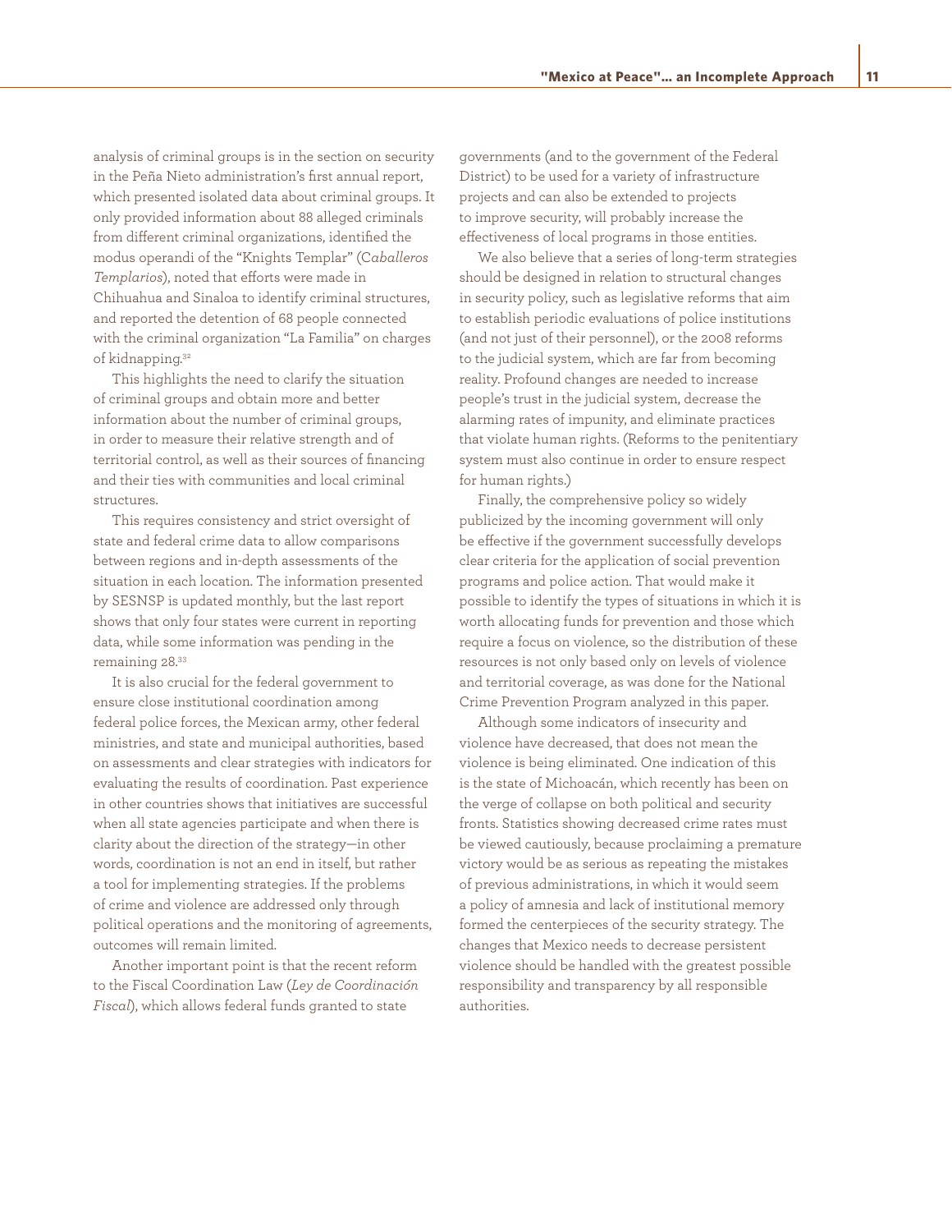analysis of criminal groups is in the section on security in the Peña Nieto administration's first annual report, which presented isolated data about criminal groups. It only provided information about 88 alleged criminals from different criminal organizations, identified the modus operandi of the "Knights Templar" (*Caballeros Templarios*), noted that efforts were made in Chihuahua and Sinaloa to identify criminal structures, and reported the detention of 68 people connected with the criminal organization "La Familia" on charges of kidnapping.[32]

This highlights the need to clarify the situation of criminal groups and obtain more and better information about the number of criminal groups, in order to measure their relative strength and of territorial control, as well as their sources of financing and their ties with communities and local criminal structures.

This requires consistency and strict oversight of state and federal crime data to allow comparisons between regions and in-depth assessments of the situation in each location. The information presented by SESNSP is updated monthly, but the last report shows that only four states were current in reporting data, while some information was pending in the remaining 28.[33]

It is also crucial for the federal government to ensure close institutional coordination among federal police forces, the Mexican army, other federal ministries, and state and municipal authorities, based on assessments and clear strategies with indicators for evaluating the results of coordination. Past experience in other countries shows that initiatives are successful when all state agencies participate and when there is clarity about the direction of the strategy—in other words, coordination is not an end in itself, but rather a tool for implementing strategies. If the problems of crime and violence are addressed only through political operations and the monitoring of agreements, outcomes will remain limited.

Another important point is that the recent reform to the Fiscal Coordination Law (*Ley de Coordinación Fiscal*), which allows federal funds granted to state governments (and to the government of the Federal District) to be used for a variety of infrastructure projects and can also be extended to projects to improve security, will probably increase the effectiveness of local programs in those entities.

We also believe that a series of long-term strategies should be designed in relation to structural changes in security policy, such as legislative reforms that aim to establish periodic evaluations of police institutions (and not just of their personnel), or the 2008 reforms to the judicial system, which are far from becoming reality. Profound changes are needed to increase people's trust in the judicial system, decrease the alarming rates of impunity, and eliminate practices that violate human rights. (Reforms to the penitentiary system must also continue in order to ensure respect for human rights.)

Finally, the comprehensive policy so widely publicized by the incoming government will only be effective if the government successfully develops clear criteria for the application of social prevention programs and police action. That would make it possible to identify the types of situations in which it is worth allocating funds for prevention and those which require a focus on violence, so the distribution of these resources is not only based only on levels of violence and territorial coverage, as was done for the National Crime Prevention Program analyzed in this paper.

Although some indicators of insecurity and violence have decreased, that does not mean the violence is being eliminated. One indication of this is the state of Michoacán, which recently has been on the verge of collapse on both political and security fronts. Statistics showing decreased crime rates must be viewed cautiously, because proclaiming a premature victory would be as serious as repeating the mistakes of previous administrations, in which it would seem a policy of amnesia and lack of institutional memory formed the centerpieces of the security strategy. The changes that Mexico needs to decrease persistent violence should be handled with the greatest possible responsibility and transparency by all responsible authorities.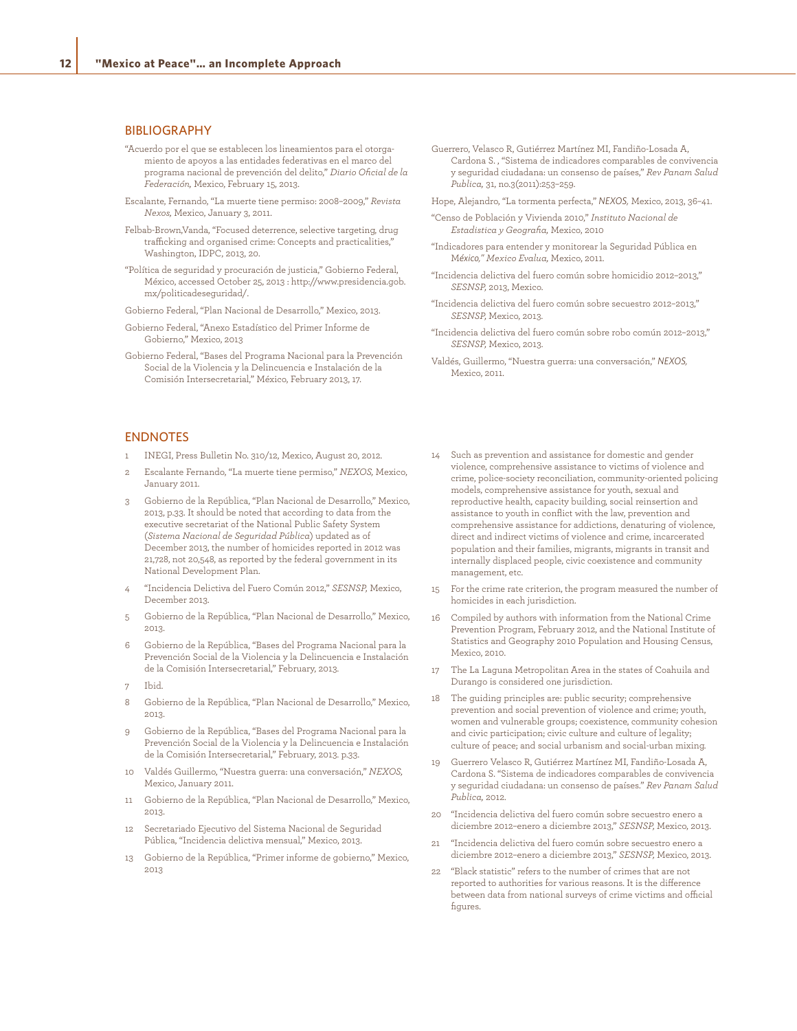## BIBLIOGRAPHY

"Acuerdo por el que se establecen los lineamientos para el otorgamiento de apoyos a las entidades federativas en el marco del programa nacional de prevención del delito," *Diario Oficial de la Federación,* Mexico, February 15, 2013.

Escalante, Fernando, "La muerte tiene permiso: 2008–2009," *Revista Nexos,* Mexico, January 3, 2011.

Felbab-Brown,Vanda, "Focused deterrence, selective targeting, drug trafficking and organised crime: Concepts and practicalities," Washington, IDPC, 2013, 20.

"Política de seguridad y procuración de justicia," Gobierno Federal, México, accessed October 25, 2013 : http://www.presidencia.gob.mx/politicadeseguridad/.

Gobierno Federal, "Plan Nacional de Desarrollo," Mexico, 2013.

Gobierno Federal, "Anexo Estadístico del Primer Informe de Gobierno," Mexico, 2013

Gobierno Federal, "Bases del Programa Nacional para la Prevención Social de la Violencia y la Delincuencia e Instalación de la Comisión Intersecretarial," México, February 2013, 17.

Guerrero, Velasco R, Gutiérrez Martínez MI, Fandiño-Losada A, Cardona S. , "Sistema de indicadores comparables de convivencia y seguridad ciudadana: un consenso de países," *Rev Panam Salud Publica,* 31, no.3(2011):253–259.

Hope, Alejandro, "La tormenta perfecta," *NEXOS,* Mexico, 2013, 36–41.

"Censo de Población y Vivienda 2010," *Instituto Nacional de Estadistica y Geografia,* Mexico, 2010

"Indicadores para entender y monitorear la Seguridad Pública en *México," Mexico Evalua,* Mexico, 2011.

"Incidencia delictiva del fuero común sobre homicidio 2012–2013," *SESNSP,* 2013, Mexico.

"Incidencia delictiva del fuero común sobre secuestro 2012–2013," *SESNSP,* Mexico, 2013.

"Incidencia delictiva del fuero común sobre robo común 2012–2013," *SESNSP,* Mexico, 2013.

Valdés, Guillermo, "Nuestra guerra: una conversación," *NEXOS,* Mexico, 2011.

## ENDNOTES

1. INEGI, Press Bulletin No. 310/12, Mexico, August 20, 2012.
2. Escalante Fernando, "La muerte tiene permiso," *NEXOS,* Mexico, January 2011.
3. Gobierno de la República, "Plan Nacional de Desarrollo," Mexico, 2013, p.33. It should be noted that according to data from the executive secretariat of the National Public Safety System (*Sistema Nacional de Seguridad Pública*) updated as of December 2013, the number of homicides reported in 2012 was 21,728, not 20,548, as reported by the federal government in its National Development Plan.
4. "Incidencia Delictiva del Fuero Común 2012," *SESNSP,* Mexico, December 2013.
5. Gobierno de la República, "Plan Nacional de Desarrollo," Mexico, 2013.
6. Gobierno de la República, "Bases del Programa Nacional para la Prevención Social de la Violencia y la Delincuencia e Instalación de la Comisión Intersecretarial," February, 2013.
7. Ibid.
8. Gobierno de la República, "Plan Nacional de Desarrollo," Mexico, 2013.
9. Gobierno de la República, "Bases del Programa Nacional para la Prevención Social de la Violencia y la Delincuencia e Instalación de la Comisión Intersecretarial," February, 2013. p.33.
10. Valdés Guillermo, "Nuestra guerra: una conversación," *NEXOS,* Mexico, January 2011.
11. Gobierno de la República, "Plan Nacional de Desarrollo," Mexico, 2013.
12. Secretariado Ejecutivo del Sistema Nacional de Seguridad Pública, "Incidencia delictiva mensual," Mexico, 2013.
13. Gobierno de la República, "Primer informe de gobierno," Mexico, 2013
14. Such as prevention and assistance for domestic and gender violence, comprehensive assistance to victims of violence and crime, police-society reconciliation, community-oriented policing models, comprehensive assistance for youth, sexual and reproductive health, capacity building, social reinsertion and assistance to youth in conflict with the law, prevention and comprehensive assistance for addictions, denaturing of violence, direct and indirect victims of violence and crime, incarcerated population and their families, migrants, migrants in transit and internally displaced people, civic coexistence and community management, etc.
15. For the crime rate criterion, the program measured the number of homicides in each jurisdiction.
16. Compiled by authors with information from the National Crime Prevention Program, February 2012, and the National Institute of Statistics and Geography 2010 Population and Housing Census, Mexico, 2010.
17. The La Laguna Metropolitan Area in the states of Coahuila and Durango is considered one jurisdiction.
18. The guiding principles are: public security; comprehensive prevention and social prevention of violence and crime; youth, women and vulnerable groups; coexistence, community cohesion and civic participation; civic culture and culture of legality; culture of peace; and social urbanism and social-urban mixing.
19. Guerrero Velasco R, Gutiérrez Martínez MI, Fandiño-Losada A, Cardona S. "Sistema de indicadores comparables de convivencia y seguridad ciudadana: un consenso de países." *Rev Panam Salud Publica,* 2012.
20. "Incidencia delictiva del fuero común sobre secuestro enero a diciembre 2012–enero a diciembre 2013," *SESNSP,* Mexico, 2013.
21. "Incidencia delictiva del fuero común sobre secuestro enero a diciembre 2012–enero a diciembre 2013," *SESNSP,* Mexico, 2013.
22. "Black statistic" refers to the number of crimes that are not reported to authorities for various reasons. It is the difference between data from national surveys of crime victims and official figures.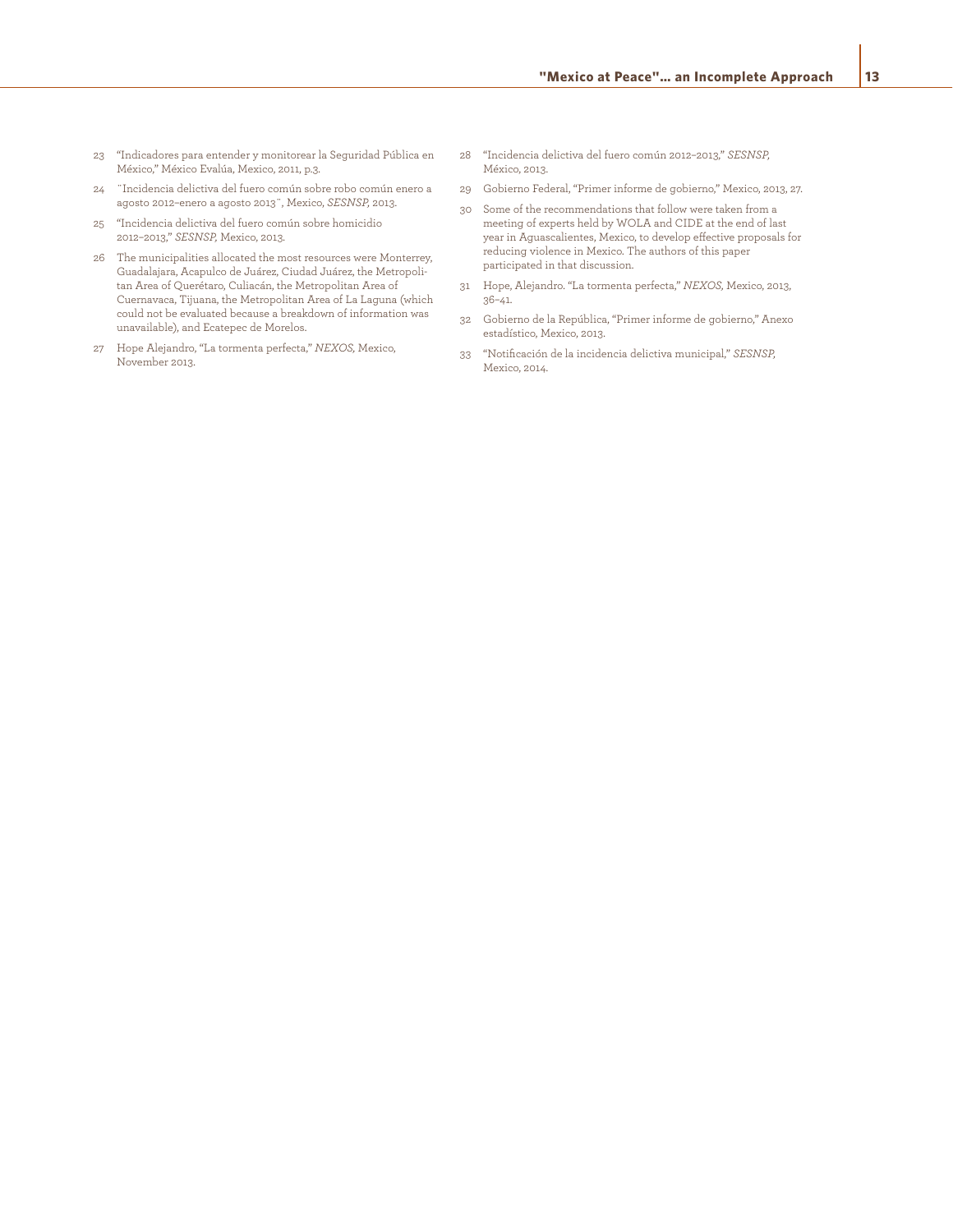23 "Indicadores para entender y monitorear la Seguridad Pública en México," México Evalúa, Mexico, 2011, p.3.

24 ¨Incidencia delictiva del fuero común sobre robo común enero a agosto 2012–enero a agosto 2013¨, Mexico, *SESNSP,* 2013.

25 "Incidencia delictiva del fuero común sobre homicidio 2012–2013," *SESNSP,* Mexico, 2013.

26 The municipalities allocated the most resources were Monterrey, Guadalajara, Acapulco de Juárez, Ciudad Juárez, the Metropolitan Area of Querétaro, Culiacán, the Metropolitan Area of Cuernavaca, Tijuana, the Metropolitan Area of La Laguna (which could not be evaluated because a breakdown of information was unavailable), and Ecatepec de Morelos.

27 Hope Alejandro, "La tormenta perfecta," *NEXOS,* Mexico, November 2013.

28 "Incidencia delictiva del fuero común 2012–2013," *SESNSP,* México, 2013.

29 Gobierno Federal, "Primer informe de gobierno," Mexico, 2013, 27.

30 Some of the recommendations that follow were taken from a meeting of experts held by WOLA and CIDE at the end of last year in Aguascalientes, Mexico, to develop effective proposals for reducing violence in Mexico. The authors of this paper participated in that discussion.

31 Hope, Alejandro. "La tormenta perfecta," *NEXOS,* Mexico, 2013, 36–41.

32 Gobierno de la República, "Primer informe de gobierno," Anexo estadístico, Mexico, 2013.

33 "Notificación de la incidencia delictiva municipal," *SESNSP,* Mexico, 2014.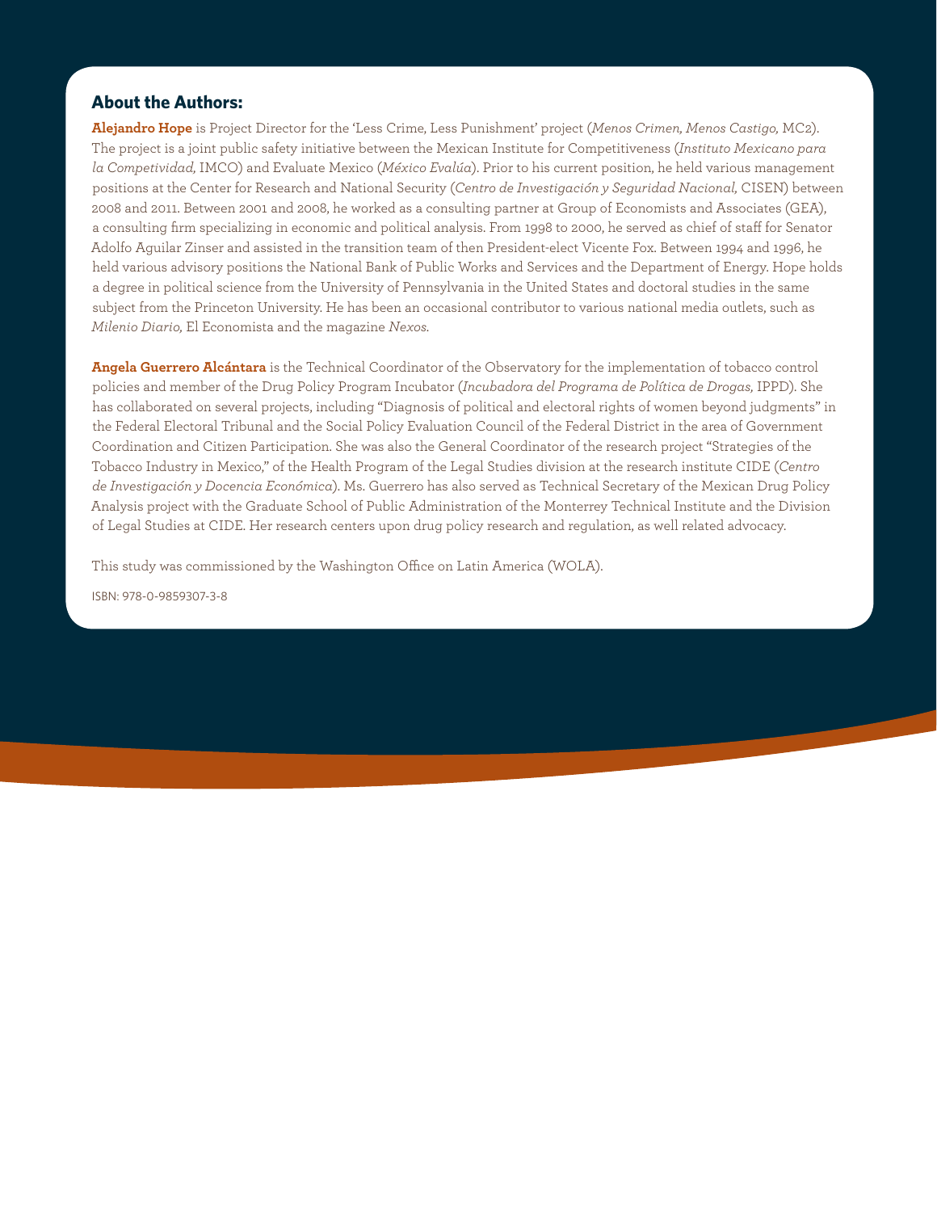## About the Authors:

**Alejandro Hope** is Project Director for the 'Less Crime, Less Punishment' project (*Menos Crimen, Menos Castigo,* MC2). The project is a joint public safety initiative between the Mexican Institute for Competitiveness (*Instituto Mexicano para la Competividad,* IMCO) and Evaluate Mexico (*México Evalúa*). Prior to his current position, he held various management positions at the Center for Research and National Security (*Centro de Investigación y Seguridad Nacional,* CISEN) between 2008 and 2011. Between 2001 and 2008, he worked as a consulting partner at Group of Economists and Associates (GEA), a consulting firm specializing in economic and political analysis. From 1998 to 2000, he served as chief of staff for Senator Adolfo Aguilar Zinser and assisted in the transition team of then President-elect Vicente Fox. Between 1994 and 1996, he held various advisory positions the National Bank of Public Works and Services and the Department of Energy. Hope holds a degree in political science from the University of Pennsylvania in the United States and doctoral studies in the same subject from the Princeton University. He has been an occasional contributor to various national media outlets, such as *Milenio Diario,* El Economista and the magazine *Nexos.*

**Angela Guerrero Alcántara** is the Technical Coordinator of the Observatory for the implementation of tobacco control policies and member of the Drug Policy Program Incubator (*Incubadora del Programa de Política de Drogas,* IPPD). She has collaborated on several projects, including "Diagnosis of political and electoral rights of women beyond judgments" in the Federal Electoral Tribunal and the Social Policy Evaluation Council of the Federal District in the area of Government Coordination and Citizen Participation. She was also the General Coordinator of the research project "Strategies of the Tobacco Industry in Mexico," of the Health Program of the Legal Studies division at the research institute CIDE (*Centro de Investigación y Docencia Económica*). Ms. Guerrero has also served as Technical Secretary of the Mexican Drug Policy Analysis project with the Graduate School of Public Administration of the Monterrey Technical Institute and the Division of Legal Studies at CIDE. Her research centers upon drug policy research and regulation, as well related advocacy.

This study was commissioned by the Washington Office on Latin America (WOLA).

ISBN: 978-0-9859307-3-8